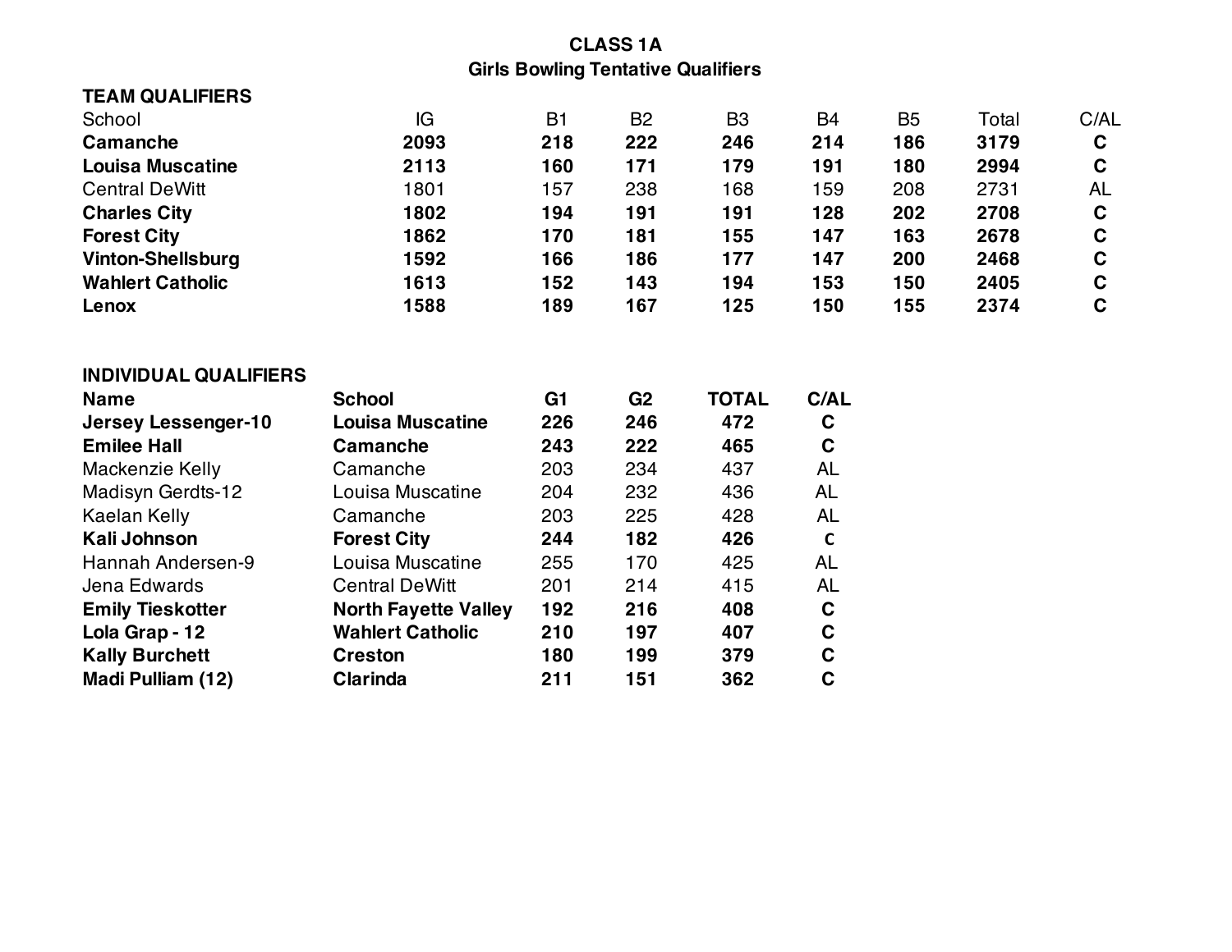# CLASS 1A

## Girls Bowling Tentative Qualifiers

### TEAM QUALIFIERS

| School | IG | B1 | B2 | B3 | B4 | B5 | Total | C/AL |
|---|---|---|---|---|---|---|---|---|
| **Camanche** | **2093** | **218** | **222** | **246** | **214** | **186** | **3179** | **C** |
| **Louisa Muscatine** | **2113** | **160** | **171** | **179** | **191** | **180** | **2994** | **C** |
| Central DeWitt | 1801 | 157 | 238 | 168 | 159 | 208 | 2731 | AL |
| **Charles City** | **1802** | **194** | **191** | **191** | **128** | **202** | **2708** | **C** |
| **Forest City** | **1862** | **170** | **181** | **155** | **147** | **163** | **2678** | **C** |
| **Vinton-Shellsburg** | **1592** | **166** | **186** | **177** | **147** | **200** | **2468** | **C** |
| **Wahlert Catholic** | **1613** | **152** | **143** | **194** | **153** | **150** | **2405** | **C** |
| **Lenox** | **1588** | **189** | **167** | **125** | **150** | **155** | **2374** | **C** |

### INDIVIDUAL QUALIFIERS

| Name | School | G1 | G2 | TOTAL | C/AL |
|---|---|---|---|---|---|
| **Jersey Lessenger-10** | **Louisa Muscatine** | **226** | **246** | **472** | **C** |
| **Emilee Hall** | **Camanche** | **243** | **222** | **465** | **C** |
| Mackenzie Kelly | Camanche | 203 | 234 | 437 | AL |
| Madisyn Gerdts-12 | Louisa Muscatine | 204 | 232 | 436 | AL |
| Kaelan Kelly | Camanche | 203 | 225 | 428 | AL |
| **Kali Johnson** | **Forest City** | **244** | **182** | **426** | **C** |
| Hannah Andersen-9 | Louisa Muscatine | 255 | 170 | 425 | AL |
| Jena Edwards | Central DeWitt | 201 | 214 | 415 | AL |
| **Emily Tieskotter** | **North Fayette Valley** | **192** | **216** | **408** | **C** |
| **Lola Grap - 12** | **Wahlert Catholic** | **210** | **197** | **407** | **C** |
| **Kally Burchett** | **Creston** | **180** | **199** | **379** | **C** |
| **Madi Pulliam (12)** | **Clarinda** | **211** | **151** | **362** | **C** |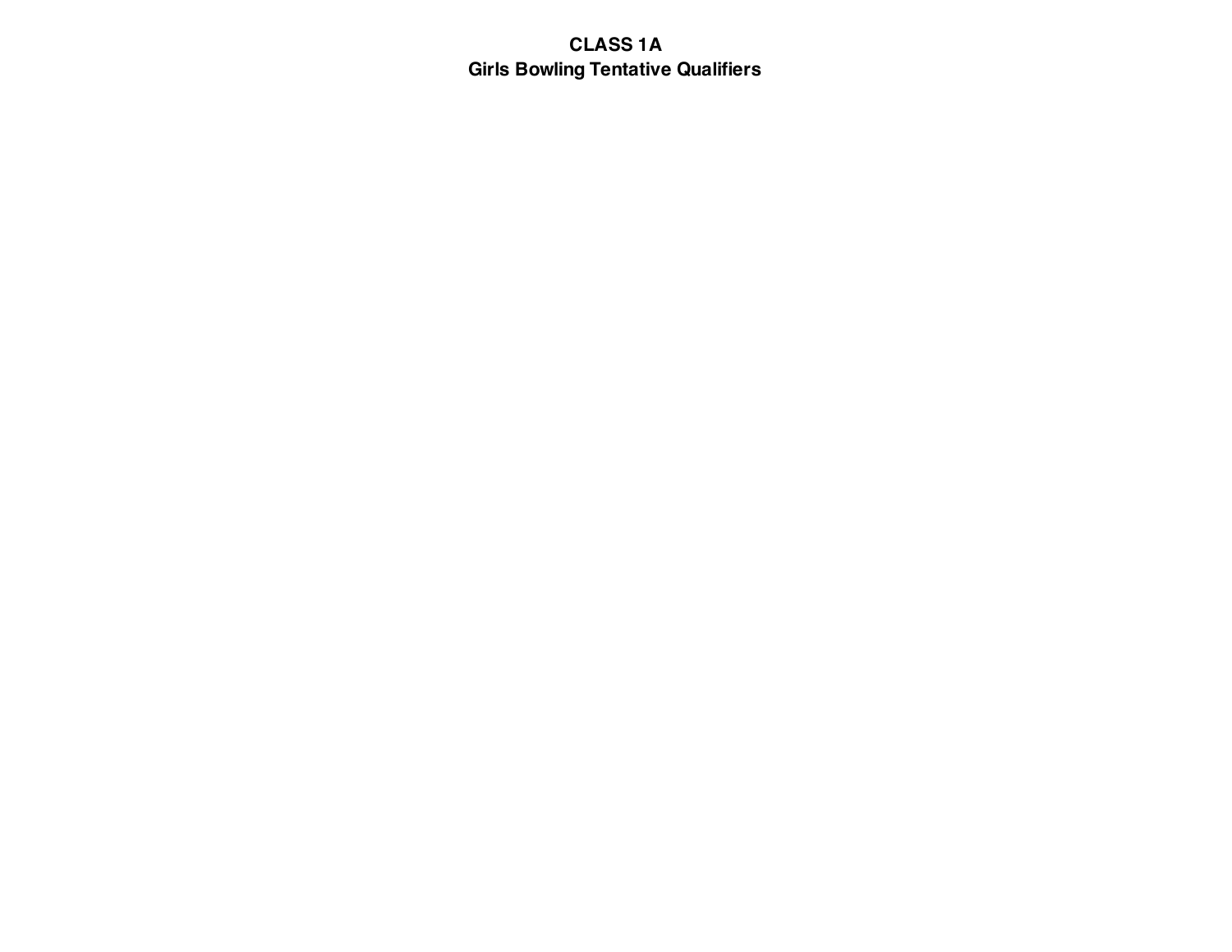# CLASS 1A
## Girls Bowling Tentative Qualifiers